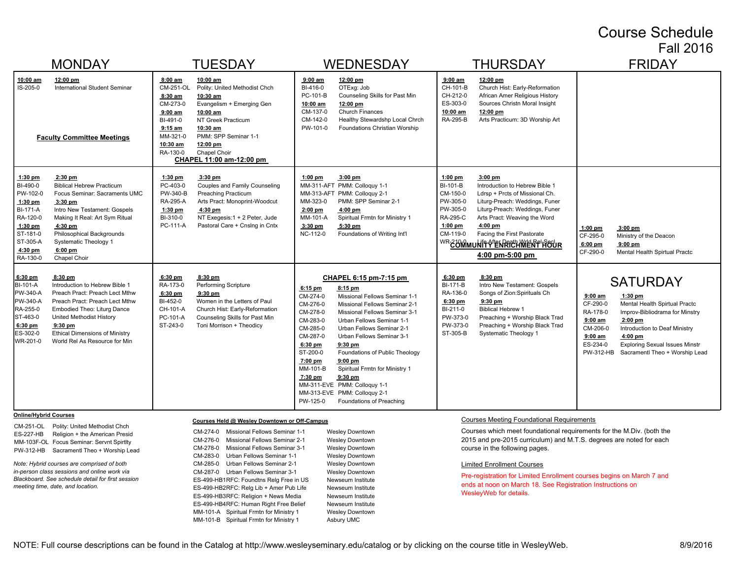# Course Schedule

## Fall 2016

## MONDAY

**10:00 am – 12:00 pm**
- IS-205-0 International Student Seminar

**Faculty Committee Meetings**

**1:30 pm – 2:30 pm**
- BI-490-0 Biblical Hebrew Practicum
- PW-102-0 Focus Seminar: Sacraments UMC

**1:30 pm – 3:30 pm**
- BI-171-A Intro New Testament: Gospels
- RA-120-0 Making It Real: Art Sym Ritual

**1:30 pm – 4:30 pm**
- ST-181-0 Philosophical Backgrounds
- ST-305-A Systematic Theology 1

**4:30 pm – 6:00 pm**
- RA-130-0 Chapel Choir

**6:30 pm – 8:30 pm**
- BI-101-A Introduction to Hebrew Bible 1
- PW-340-A Preach Pract: Preach Lect Mthw
- PW-340-A Preach Pract: Preach Lect Mthw
- RA-255-0 Embodied Theo: Liturg Dance
- ST-463-0 United Methodist History

**6:30 pm – 9:30 pm**
- ES-302-0 Ethical Dimensions of Ministry
- WR-201-0 World Rel As Resource for Min

## TUESDAY

**8:00 am – 10:00 am**
- CM-251-OL Polity: United Methodist Chch

**8:30 am – 10:30 am**
- CM-273-0 Evangelism + Emerging Gen

**9:00 am – 10:00 am**
- BI-491-0 NT Greek Practicum

**9:15 am – 10:30 am**
- MM-321-0 PMM: SPP Seminar 1-1

**10:30 am – 12:00 pm**
- RA-130-0 Chapel Choir

**CHAPEL 11:00 am-12:00 pm**

**1:30 pm – 3:30 pm**
- PC-403-0 Couples and Family Counseling
- PW-340-B Preaching Practicum
- RA-295-A Arts Pract: Monoprint-Woodcut

**1:30 pm – 4:30 pm**
- BI-310-0 NT Exegesis:1 + 2 Peter, Jude
- PC-111-A Pastoral Care + Cnslng in Cntx

**6:30 pm – 8:30 pm**
- RA-173-0 Performing Scripture

**6:30 pm – 9:30 pm**
- BI-452-0 Women in the Letters of Paul
- CH-101-A Church Hist: Early-Reformation
- PC-101-A Counseling Skills for Past Min
- ST-243-0 Toni Morrison + Theodicy

## WEDNESDAY

**9:00 am – 12:00 pm**
- BI-416-0 OTExg: Job
- PC-101-B Counseling Skills for Past Min

**10:00 am – 12:00 pm**
- CM-137-0 Church Finances
- CM-142-0 Healthy Stewardshp Local Chrch
- PW-101-0 Foundations Christian Worship

**1:00 pm – 3:00 pm**
- MM-311-AFT PMM: Colloquy 1-1
- MM-313-AFT PMM: Colloquy 2-1
- MM-323-0 PMM: SPP Seminar 2-1

**2:00 pm – 4:00 pm**
- MM-101-A Spiritual Frmtn for Ministry 1

**3:30 pm – 5:30 pm**
- NC-112-0 Foundations of Writing Int'l

**CHAPEL 6:15 pm-7:15 pm**

**6:15 pm – 8:15 pm**
- CM-274-0 Missional Fellows Seminar 1-1
- CM-276-0 Missional Fellows Seminar 2-1
- CM-278-0 Missional Fellows Seminar 3-1
- CM-283-0 Urban Fellows Seminar 1-1
- CM-285-0 Urban Fellows Seminar 2-1
- CM-287-0 Urban Fellows Seminar 3-1

**6:30 pm – 9:30 pm**
- ST-200-0 Foundations of Public Theology

**7:00 pm – 9:00 pm**
- MM-101-B Spiritual Frmtn for Ministry 1

**7:30 pm – 9:30 pm**
- MM-311-EVE PMM: Colloquy 1-1
- MM-313-EVE PMM: Colloquy 2-1
- PW-125-0 Foundations of Preaching

## THURSDAY

**9:00 am – 12:00 pm**
- CH-101-B Church Hist: Early-Reformation
- CH-212-0 African Amer Religious History
- ES-303-0 Sources Christn Moral Insight

**10:00 am – 12:00 pm**
- RA-295-B Arts Practicum: 3D Worship Art

**1:00 pm – 3:00 pm**
- BI-101-B Introduction to Hebrew Bible 1
- CM-150-0 Ldrsp + Prcts of Missional Ch.
- PW-305-0 Liturg-Preach: Weddings, Funer
- PW-305-0 Liturg-Preach: Weddings, Funer
- RA-295-C Arts Pract: Weaving the Word

**1:00 pm – 4:00 pm**
- CM-119-0 Facing the First Pastorate
- WR-210-0 Life After Death Wrld Rel Secl

**COMMUNITY ENRICHMENT HOUR 4:00 pm-5:00 pm**

**6:30 pm – 8:30 pm**
- BI-171-B Intro New Testament: Gospels
- RA-136-0 Songs of Zion:Spirituals Ch

**6:30 pm – 9:30 pm**
- BI-211-0 Biblical Hebrew 1
- PW-373-0 Preaching + Worship Black Trad
- PW-373-0 Preaching + Worship Black Trad
- ST-305-B Systematic Theology 1

## FRIDAY

**1:00 pm – 3:00 pm**
- CF-295-0 Ministry of the Deacon

**6:00 pm – 9:00 pm**
- CF-290-0 Mental Health Spirtual Practc

## SATURDAY

**9:00 am – 1:30 pm**
- CF-290-0 Mental Health Spirtual Practc
- RA-178-0 Improv-Bibliodrama for Ministry

**9:00 am – 2:00 pm**
- CM-206-0 Introduction to Deaf Ministry

**9:00 am – 4:00 pm**
- ES-234-0 Exploring Sexual Issues Minstr
- PW-312-HB Sacramentl Theo + Worship Lead

---

**Online/Hybrid Courses**

| | |
|---|---|
| CM-251-OL | Polity: United Methodist Chch |
| ES-227-HB | Religion + the American Presid |
| MM-103F-OL | Focus Seminar: Servnt Spirtlty |
| PW-312-HB | Sacramentl Theo + Worship Lead |

*Note: Hybrid courses are comprised of both in-person class sessions and online work via Blackboard. See schedule detail for first session meeting time, date, and location.*

**Courses Held @ Wesley Downtown or Off-Campus**

| Course | Title | Location |
|---|---|---|
| CM-274-0 | Missional Fellows Seminar 1-1 | Wesley Downtown |
| CM-276-0 | Missional Fellows Seminar 2-1 | Wesley Downtown |
| CM-278-0 | Missional Fellows Seminar 3-1 | Wesley Downtown |
| CM-283-0 | Urban Fellows Seminar 1-1 | Wesley Downtown |
| CM-285-0 | Urban Fellows Seminar 2-1 | Wesley Downtown |
| CM-287-0 | Urban Fellows Seminar 3-1 | Wesley Downtown |
| ES-499-HB1RFC | Foundtns Relg Free in US | Newseum Institute |
| ES-499-HB2RFC | Relg Lib + Amer Pub Life | Newseum Institute |
| ES-499-HB3RFC | Religion + News Media | Newseum Institute |
| ES-499-HB4RFC | Human Right Free Belief | Newseum Institute |
| MM-101-A | Spiritual Frmtn for Ministry 1 | Wesley Downtown |
| MM-101-B | Spiritual Frmtn for Ministry 1 | Asbury UMC |

Courses Meeting Foundational Requirements

Courses which meet foundational requirements for the M.Div. (both the 2015 and pre-2015 curriculum) and M.T.S. degrees are noted for each course in the following pages.

Limited Enrollment Courses

Pre-registration for Limited Enrollment courses begins on March 7 and ends at noon on March 18. See Registration Instructions on WesleyWeb for details.

NOTE: Full course descriptions can be found in the Catalog at http://www.wesleyseminary.edu/catalog or by clicking on the course title in WesleyWeb.

8/9/2016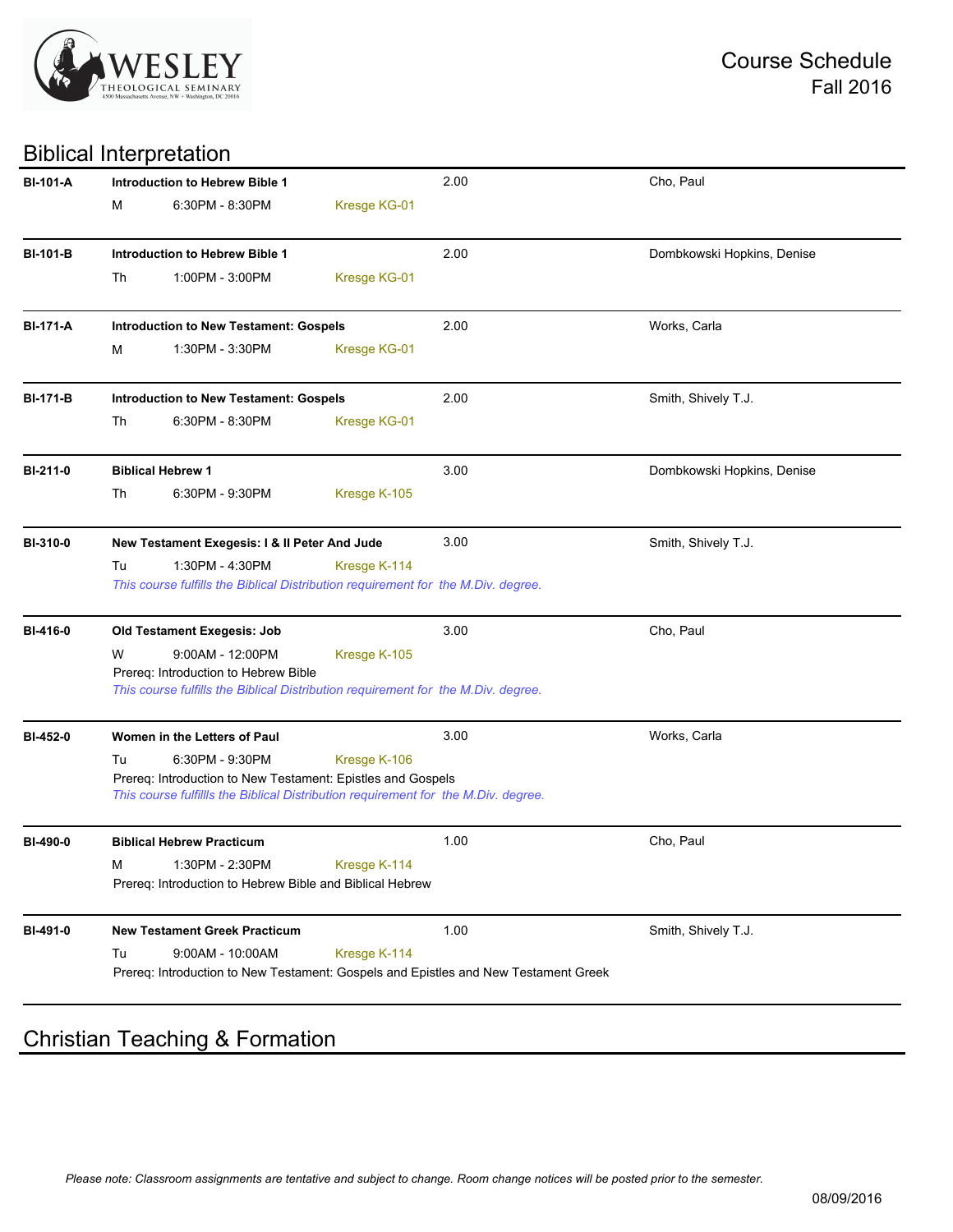# Course Schedule
## Fall 2016

## Biblical Interpretation

**BI-101-A** **Introduction to Hebrew Bible 1** 2.00 Cho, Paul
M 6:30PM - 8:30PM Kresge KG-01

---

**BI-101-B** **Introduction to Hebrew Bible 1** 2.00 Dombkowski Hopkins, Denise
Th 1:00PM - 3:00PM Kresge KG-01

---

**BI-171-A** **Introduction to New Testament: Gospels** 2.00 Works, Carla
M 1:30PM - 3:30PM Kresge KG-01

---

**BI-171-B** **Introduction to New Testament: Gospels** 2.00 Smith, Shively T.J.
Th 6:30PM - 8:30PM Kresge KG-01

---

**BI-211-0** **Biblical Hebrew 1** 3.00 Dombkowski Hopkins, Denise
Th 6:30PM - 9:30PM Kresge K-105

---

**BI-310-0** **New Testament Exegesis: I & II Peter And Jude** 3.00 Smith, Shively T.J.
Tu 1:30PM - 4:30PM Kresge K-114
*This course fulfills the Biblical Distribution requirement for the M.Div. degree.*

---

**BI-416-0** **Old Testament Exegesis: Job** 3.00 Cho, Paul
W 9:00AM - 12:00PM Kresge K-105
Prereq: Introduction to Hebrew Bible
*This course fulfills the Biblical Distribution requirement for the M.Div. degree.*

---

**BI-452-0** **Women in the Letters of Paul** 3.00 Works, Carla
Tu 6:30PM - 9:30PM Kresge K-106
Prereq: Introduction to New Testament: Epistles and Gospels
*This course fulfillls the Biblical Distribution requirement for the M.Div. degree.*

---

**BI-490-0** **Biblical Hebrew Practicum** 1.00 Cho, Paul
M 1:30PM - 2:30PM Kresge K-114
Prereq: Introduction to Hebrew Bible and Biblical Hebrew

---

**BI-491-0** **New Testament Greek Practicum** 1.00 Smith, Shively T.J.
Tu 9:00AM - 10:00AM Kresge K-114
Prereq: Introduction to New Testament: Gospels and Epistles and New Testament Greek

---

## Christian Teaching & Formation

*Please note: Classroom assignments are tentative and subject to change. Room change notices will be posted prior to the semester.*

08/09/2016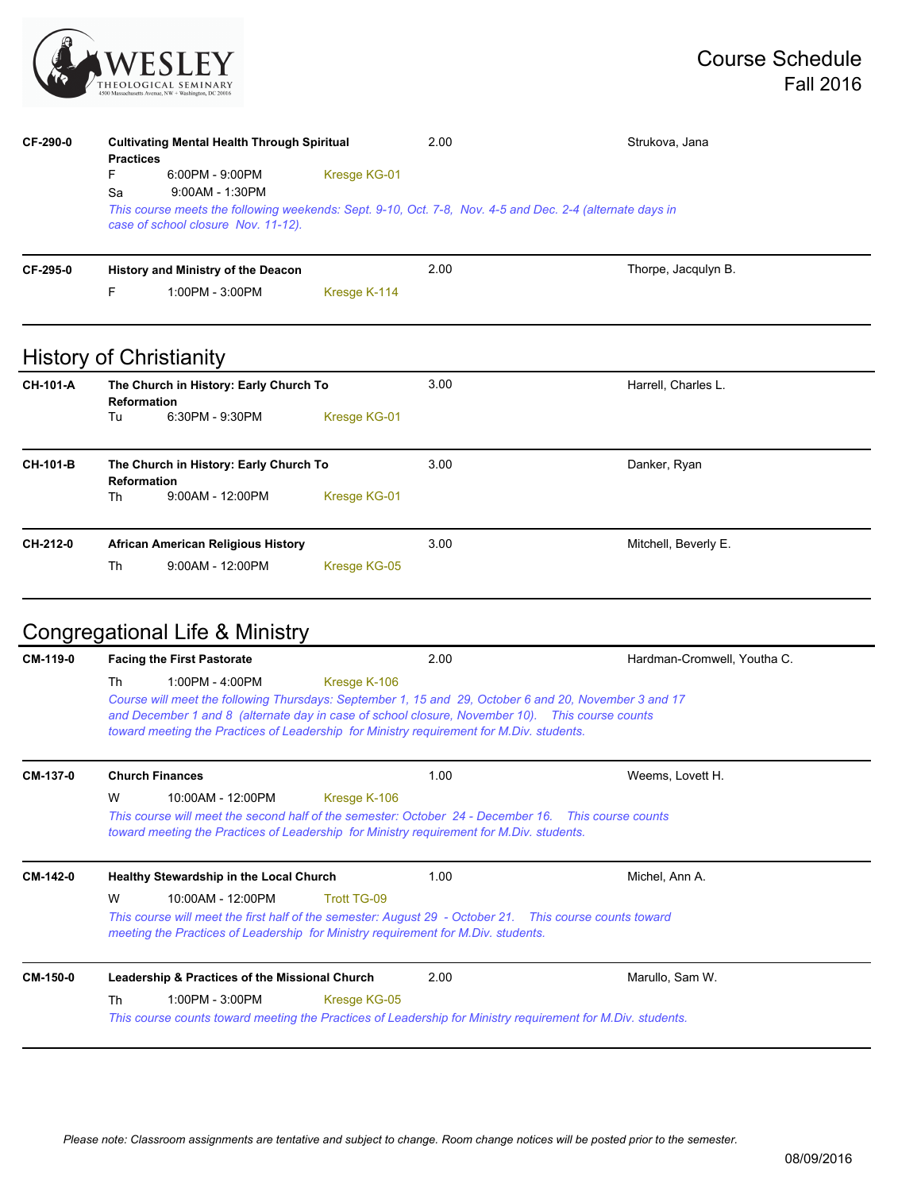# Course Schedule
## Fall 2016

**CF-290-0** — **Cultivating Mental Health Through Spiritual Practices** — 2.00 — Strukova, Jana

F 6:00PM - 9:00PM Kresge KG-01
Sa 9:00AM - 1:30PM

*This course meets the following weekends: Sept. 9-10, Oct. 7-8, Nov. 4-5 and Dec. 2-4 (alternate days in case of school closure Nov. 11-12).*

---

**CF-295-0** — **History and Ministry of the Deacon** — 2.00 — Thorpe, Jacqulyn B.

F 1:00PM - 3:00PM Kresge K-114

---

## History of Christianity

**CH-101-A** — **The Church in History: Early Church To Reformation** — 3.00 — Harrell, Charles L.

Tu 6:30PM - 9:30PM Kresge KG-01

---

**CH-101-B** — **The Church in History: Early Church To Reformation** — 3.00 — Danker, Ryan

Th 9:00AM - 12:00PM Kresge KG-01

---

**CH-212-0** — **African American Religious History** — 3.00 — Mitchell, Beverly E.

Th 9:00AM - 12:00PM Kresge KG-05

---

## Congregational Life & Ministry

**CM-119-0** — **Facing the First Pastorate** — 2.00 — Hardman-Cromwell, Youtha C.

Th 1:00PM - 4:00PM Kresge K-106

*Course will meet the following Thursdays: September 1, 15 and 29, October 6 and 20, November 3 and 17 and December 1 and 8 (alternate day in case of school closure, November 10). This course counts toward meeting the Practices of Leadership for Ministry requirement for M.Div. students.*

---

**CM-137-0** — **Church Finances** — 1.00 — Weems, Lovett H.

W 10:00AM - 12:00PM Kresge K-106

*This course will meet the second half of the semester: October 24 - December 16. This course counts toward meeting the Practices of Leadership for Ministry requirement for M.Div. students.*

---

**CM-142-0** — **Healthy Stewardship in the Local Church** — 1.00 — Michel, Ann A.

W 10:00AM - 12:00PM Trott TG-09

*This course will meet the first half of the semester: August 29 - October 21. This course counts toward meeting the Practices of Leadership for Ministry requirement for M.Div. students.*

---

**CM-150-0** — **Leadership & Practices of the Missional Church** — 2.00 — Marullo, Sam W.

Th 1:00PM - 3:00PM Kresge KG-05

*This course counts toward meeting the Practices of Leadership for Ministry requirement for M.Div. students.*

---

*Please note: Classroom assignments are tentative and subject to change. Room change notices will be posted prior to the semester.*

08/09/2016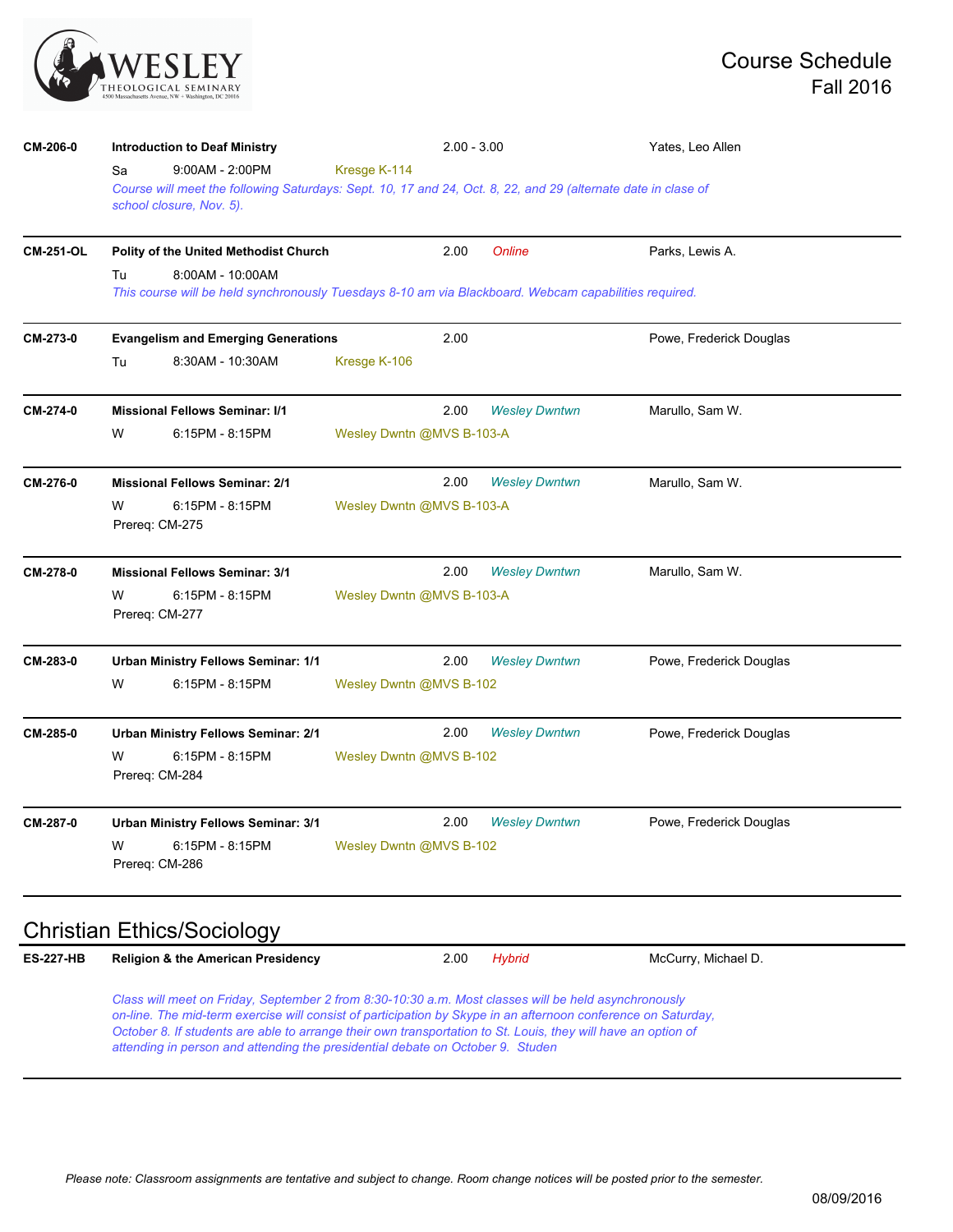| Course | Title / Schedule | Credits | Format | Instructor |
|---|---|---|---|---|
| **CM-206-0** | **Introduction to Deaf Ministry** | 2.00 - 3.00 | | Yates, Leo Allen |
| | Sa 9:00AM - 2:00PM Kresge K-114 | | | |
| | *Course will meet the following Saturdays: Sept. 10, 17 and 24, Oct. 8, 22, and 29 (alternate date in clase of school closure, Nov. 5).* | | | |
| **CM-251-OL** | **Polity of the United Methodist Church** | 2.00 | *Online* | Parks, Lewis A. |
| | Tu 8:00AM - 10:00AM | | | |
| | *This course will be held synchronously Tuesdays 8-10 am via Blackboard. Webcam capabilities required.* | | | |
| **CM-273-0** | **Evangelism and Emerging Generations** | 2.00 | | Powe, Frederick Douglas |
| | Tu 8:30AM - 10:30AM Kresge K-106 | | | |
| **CM-274-0** | **Missional Fellows Seminar: I/1** | 2.00 | *Wesley Dwntwn* | Marullo, Sam W. |
| | W 6:15PM - 8:15PM Wesley Dwntn @MVS B-103-A | | | |
| **CM-276-0** | **Missional Fellows Seminar: 2/1** | 2.00 | *Wesley Dwntwn* | Marullo, Sam W. |
| | W 6:15PM - 8:15PM Wesley Dwntn @MVS B-103-A | | | |
| | Prereq: CM-275 | | | |
| **CM-278-0** | **Missional Fellows Seminar: 3/1** | 2.00 | *Wesley Dwntwn* | Marullo, Sam W. |
| | W 6:15PM - 8:15PM Wesley Dwntn @MVS B-103-A | | | |
| | Prereq: CM-277 | | | |
| **CM-283-0** | **Urban Ministry Fellows Seminar: 1/1** | 2.00 | *Wesley Dwntwn* | Powe, Frederick Douglas |
| | W 6:15PM - 8:15PM Wesley Dwntn @MVS B-102 | | | |
| **CM-285-0** | **Urban Ministry Fellows Seminar: 2/1** | 2.00 | *Wesley Dwntwn* | Powe, Frederick Douglas |
| | W 6:15PM - 8:15PM Wesley Dwntn @MVS B-102 | | | |
| | Prereq: CM-284 | | | |
| **CM-287-0** | **Urban Ministry Fellows Seminar: 3/1** | 2.00 | *Wesley Dwntwn* | Powe, Frederick Douglas |
| | W 6:15PM - 8:15PM Wesley Dwntn @MVS B-102 | | | |
| | Prereq: CM-286 | | | |

## Christian Ethics/Sociology

| Course | Title / Schedule | Credits | Format | Instructor |
|---|---|---|---|---|
| **ES-227-HB** | **Religion & the American Presidency** | 2.00 | *Hybrid* | McCurry, Michael D. |
| | *Class will meet on Friday, September 2 from 8:30-10:30 a.m. Most classes will be held asynchronously on-line. The mid-term exercise will consist of participation by Skype in an afternoon conference on Saturday, October 8. If students are able to arrange their own transportation to St. Louis, they will have an option of attending in person and attending the presidential debate on October 9. Studen* | | | |

*Please note: Classroom assignments are tentative and subject to change. Room change notices will be posted prior to the semester.*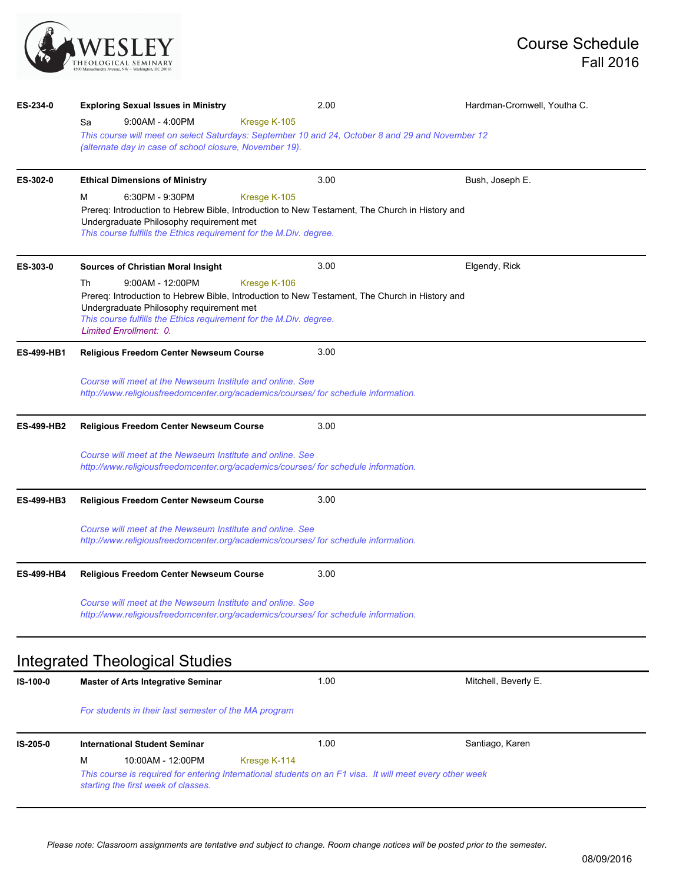**ES-234-0** | **Exploring Sexual Issues in Ministry** | 2.00 | Hardman-Cromwell, Youtha C.

Sa 9:00AM - 4:00PM Kresge K-105

*This course will meet on select Saturdays: September 10 and 24, October 8 and 29 and November 12 (alternate day in case of school closure, November 19).*

---

**ES-302-0** | **Ethical Dimensions of Ministry** | 3.00 | Bush, Joseph E.

M 6:30PM - 9:30PM Kresge K-105

Prereq: Introduction to Hebrew Bible, Introduction to New Testament, The Church in History and Undergraduate Philosophy requirement met

*This course fulfills the Ethics requirement for the M.Div. degree.*

---

**ES-303-0** | **Sources of Christian Moral Insight** | 3.00 | Elgendy, Rick

Th 9:00AM - 12:00PM Kresge K-106

Prereq: Introduction to Hebrew Bible, Introduction to New Testament, The Church in History and Undergraduate Philosophy requirement met

*This course fulfills the Ethics requirement for the M.Div. degree.*

*Limited Enrollment: 0.*

---

**ES-499-HB1** | **Religious Freedom Center Newseum Course** | 3.00

*Course will meet at the Newseum Institute and online. See http://www.religiousfreedomcenter.org/academics/courses/ for schedule information.*

---

**ES-499-HB2** | **Religious Freedom Center Newseum Course** | 3.00

*Course will meet at the Newseum Institute and online. See http://www.religiousfreedomcenter.org/academics/courses/ for schedule information.*

---

**ES-499-HB3** | **Religious Freedom Center Newseum Course** | 3.00

*Course will meet at the Newseum Institute and online. See http://www.religiousfreedomcenter.org/academics/courses/ for schedule information.*

---

**ES-499-HB4** | **Religious Freedom Center Newseum Course** | 3.00

*Course will meet at the Newseum Institute and online. See http://www.religiousfreedomcenter.org/academics/courses/ for schedule information.*

---

## Integrated Theological Studies

**IS-100-0** | **Master of Arts Integrative Seminar** | 1.00 | Mitchell, Beverly E.

*For students in their last semester of the MA program*

---

**IS-205-0** | **International Student Seminar** | 1.00 | Santiago, Karen

M 10:00AM - 12:00PM Kresge K-114

*This course is required for entering International students on an F1 visa. It will meet every other week starting the first week of classes.*

---

*Please note: Classroom assignments are tentative and subject to change. Room change notices will be posted prior to the semester.*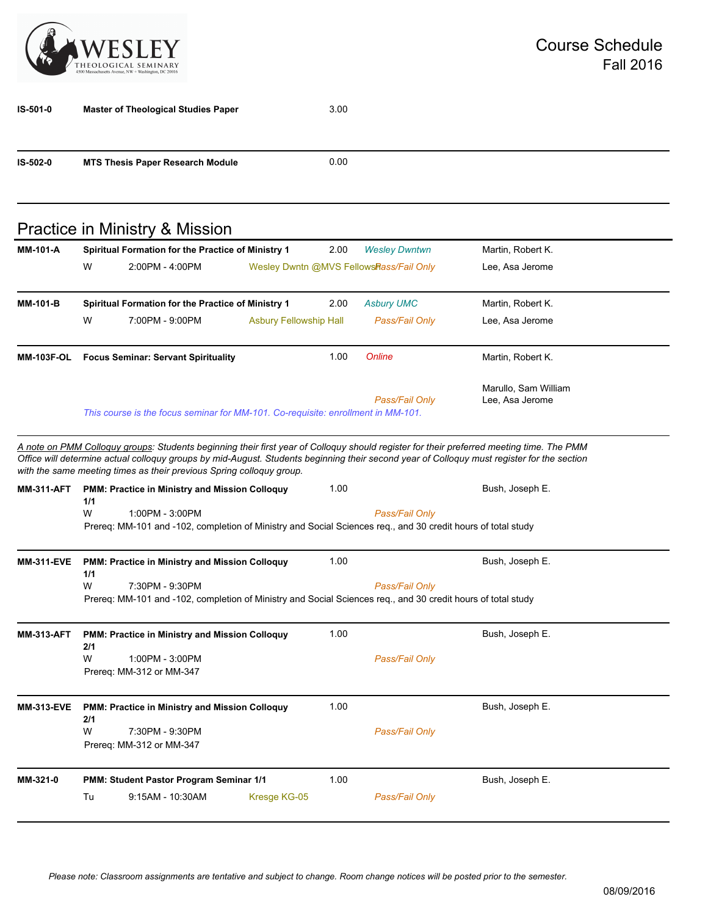| | | | | |
|---|---|---|---|---|
| **IS-501-0** | **Master of Theological Studies Paper** | 3.00 | | |
| **IS-502-0** | **MTS Thesis Paper Research Module** | 0.00 | | |

## Practice in Ministry & Mission

**MM-101-A** — **Spiritual Formation for the Practice of Ministry 1** — 2.00 — *Wesley Dwntwn* — Martin, Robert K.; Lee, Asa Jerome
W 2:00PM - 4:00PM — Wesley Dwntn @MVS Fellows — *Pass/Fail Only*

**MM-101-B** — **Spiritual Formation for the Practice of Ministry 1** — 2.00 — *Asbury UMC* — Martin, Robert K.; Lee, Asa Jerome
W 7:00PM - 9:00PM — Asbury Fellowship Hall — *Pass/Fail Only*

**MM-103F-OL** — **Focus Seminar: Servant Spirituality** — 1.00 — *Online* — Martin, Robert K.; Marullo, Sam William; Lee, Asa Jerome
*Pass/Fail Only*
*This course is the focus seminar for MM-101. Co-requisite: enrollment in MM-101.*

*A note on PMM Colloquy groups: Students beginning their first year of Colloquy should register for their preferred meeting time. The PMM Office will determine actual colloquy groups by mid-August. Students beginning their second year of Colloquy must register for the section with the same meeting times as their previous Spring colloquy group.*

**MM-311-AFT** — **PMM: Practice in Ministry and Mission Colloquy 1/1** — 1.00 — Bush, Joseph E.
W 1:00PM - 3:00PM — *Pass/Fail Only*
Prereq: MM-101 and -102, completion of Ministry and Social Sciences req., and 30 credit hours of total study

**MM-311-EVE** — **PMM: Practice in Ministry and Mission Colloquy 1/1** — 1.00 — Bush, Joseph E.
W 7:30PM - 9:30PM — *Pass/Fail Only*
Prereq: MM-101 and -102, completion of Ministry and Social Sciences req., and 30 credit hours of total study

**MM-313-AFT** — **PMM: Practice in Ministry and Mission Colloquy 2/1** — 1.00 — Bush, Joseph E.
W 1:00PM - 3:00PM — *Pass/Fail Only*
Prereq: MM-312 or MM-347

**MM-313-EVE** — **PMM: Practice in Ministry and Mission Colloquy 2/1** — 1.00 — Bush, Joseph E.
W 7:30PM - 9:30PM — *Pass/Fail Only*
Prereq: MM-312 or MM-347

**MM-321-0** — **PMM: Student Pastor Program Seminar 1/1** — 1.00 — Bush, Joseph E.
Tu 9:15AM - 10:30AM — Kresge KG-05 — *Pass/Fail Only*

*Please note: Classroom assignments are tentative and subject to change. Room change notices will be posted prior to the semester.*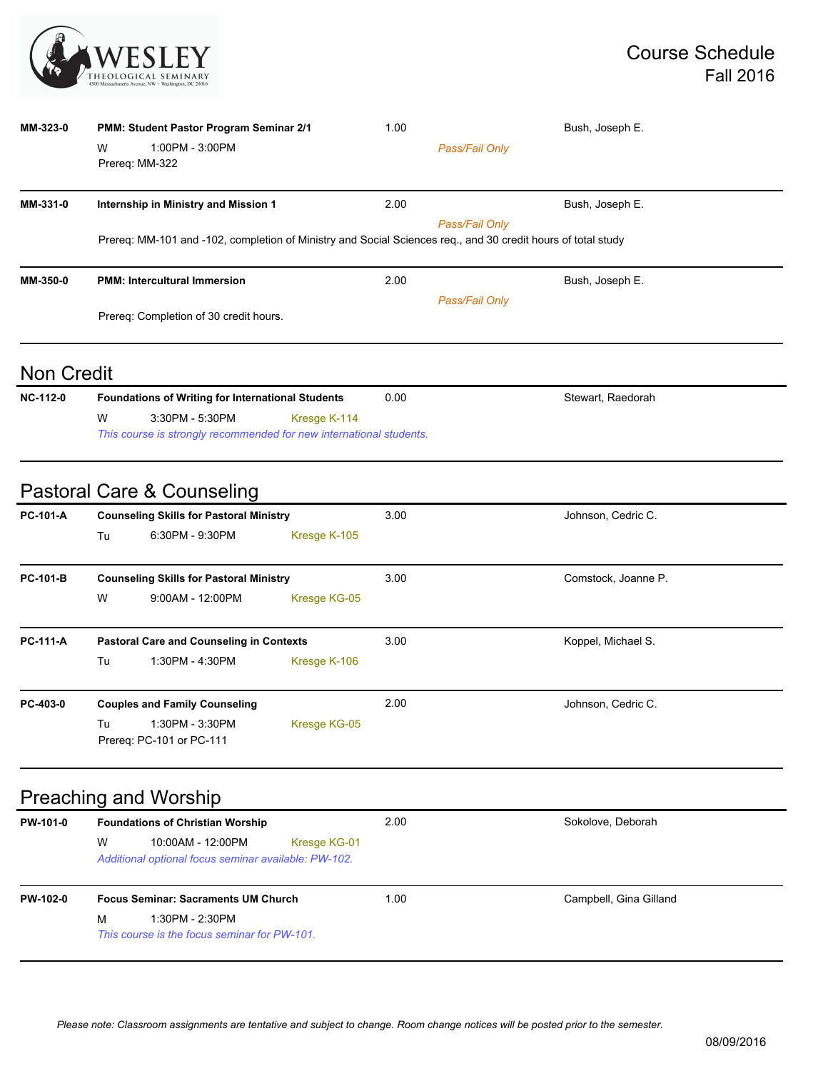| Course | Title / Schedule | Credits | Notes | Instructor |
|---|---|---|---|---|
| **MM-323-0** | **PMM: Student Pastor Program Seminar 2/1**<br>W 1:00PM - 3:00PM<br>Prereq: MM-322 | 1.00 | *Pass/Fail Only* | Bush, Joseph E. |
| **MM-331-0** | **Internship in Ministry and Mission 1**<br>Prereq: MM-101 and -102, completion of Ministry and Social Sciences req., and 30 credit hours of total study | 2.00 | *Pass/Fail Only* | Bush, Joseph E. |
| **MM-350-0** | **PMM: Intercultural Immersion**<br>Prereq: Completion of 30 credit hours. | 2.00 | *Pass/Fail Only* | Bush, Joseph E. |

## Non Credit

| Course | Title / Schedule | Credits | Room | Instructor |
|---|---|---|---|---|
| **NC-112-0** | **Foundations of Writing for International Students**<br>W 3:30PM - 5:30PM<br>*This course is strongly recommended for new international students.* | 0.00 | Kresge K-114 | Stewart, Raedorah |

## Pastoral Care & Counseling

| Course | Title / Schedule | Credits | Room | Instructor |
|---|---|---|---|---|
| **PC-101-A** | **Counseling Skills for Pastoral Ministry**<br>Tu 6:30PM - 9:30PM | 3.00 | Kresge K-105 | Johnson, Cedric C. |
| **PC-101-B** | **Counseling Skills for Pastoral Ministry**<br>W 9:00AM - 12:00PM | 3.00 | Kresge KG-05 | Comstock, Joanne P. |
| **PC-111-A** | **Pastoral Care and Counseling in Contexts**<br>Tu 1:30PM - 4:30PM | 3.00 | Kresge K-106 | Koppel, Michael S. |
| **PC-403-0** | **Couples and Family Counseling**<br>Tu 1:30PM - 3:30PM<br>Prereq: PC-101 or PC-111 | 2.00 | Kresge KG-05 | Johnson, Cedric C. |

## Preaching and Worship

| Course | Title / Schedule | Credits | Room | Instructor |
|---|---|---|---|---|
| **PW-101-0** | **Foundations of Christian Worship**<br>W 10:00AM - 12:00PM<br>*Additional optional focus seminar available: PW-102.* | 2.00 | Kresge KG-01 | Sokolove, Deborah |
| **PW-102-0** | **Focus Seminar: Sacraments UM Church**<br>M 1:30PM - 2:30PM<br>*This course is the focus seminar for PW-101.* | 1.00 | | Campbell, Gina Gilland |

*Please note: Classroom assignments are tentative and subject to change. Room change notices will be posted prior to the semester.*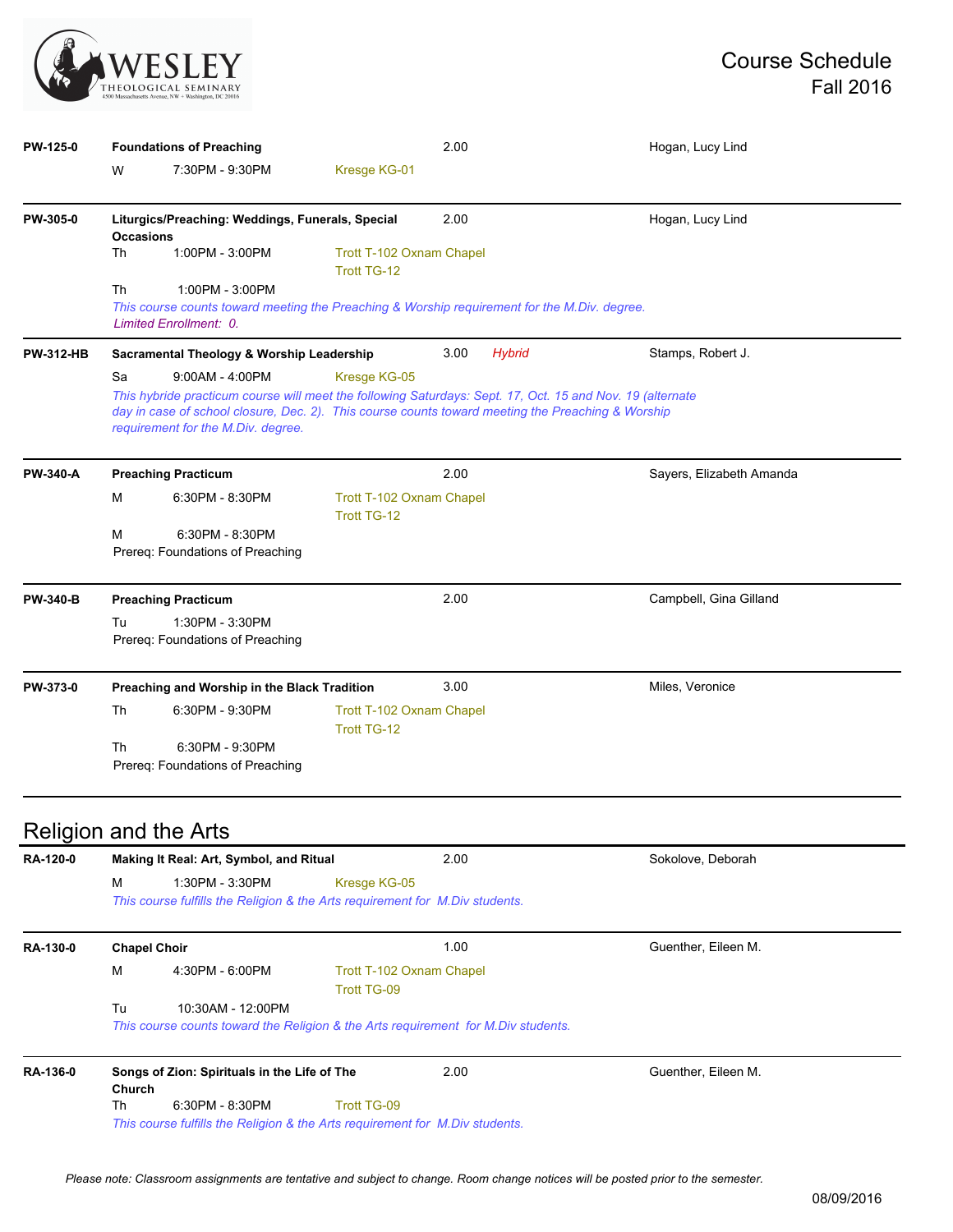**PW-125-0** **Foundations of Preaching** 2.00 — Hogan, Lucy Lind

W 7:30PM - 9:30PM Kresge KG-01

---

**PW-305-0** **Liturgics/Preaching: Weddings, Funerals, Special Occasions** 2.00 — Hogan, Lucy Lind

Th 1:00PM - 3:00PM Trott T-102 Oxnam Chapel  
Trott TG-12

Th 1:00PM - 3:00PM

*This course counts toward meeting the Preaching & Worship requirement for the M.Div. degree.*

*Limited Enrollment: 0.*

---

**PW-312-HB** **Sacramental Theology & Worship Leadership** 3.00 *Hybrid* — Stamps, Robert J.

Sa 9:00AM - 4:00PM Kresge KG-05

*This hybride practicum course will meet the following Saturdays: Sept. 17, Oct. 15 and Nov. 19 (alternate day in case of school closure, Dec. 2). This course counts toward meeting the Preaching & Worship requirement for the M.Div. degree.*

---

**PW-340-A** **Preaching Practicum** 2.00 — Sayers, Elizabeth Amanda

M 6:30PM - 8:30PM Trott T-102 Oxnam Chapel  
Trott TG-12

M 6:30PM - 8:30PM

Prereq: Foundations of Preaching

---

**PW-340-B** **Preaching Practicum** 2.00 — Campbell, Gina Gilland

Tu 1:30PM - 3:30PM

Prereq: Foundations of Preaching

---

**PW-373-0** **Preaching and Worship in the Black Tradition** 3.00 — Miles, Veronice

Th 6:30PM - 9:30PM Trott T-102 Oxnam Chapel  
Trott TG-12

Th 6:30PM - 9:30PM

Prereq: Foundations of Preaching

---

## Religion and the Arts

**RA-120-0** **Making It Real: Art, Symbol, and Ritual** 2.00 — Sokolove, Deborah

M 1:30PM - 3:30PM Kresge KG-05

*This course fulfills the Religion & the Arts requirement for M.Div students.*

---

**RA-130-0** **Chapel Choir** 1.00 — Guenther, Eileen M.

M 4:30PM - 6:00PM Trott T-102 Oxnam Chapel  
Trott TG-09

Tu 10:30AM - 12:00PM

*This course counts toward the Religion & the Arts requirement for M.Div students.*

---

**RA-136-0** **Songs of Zion: Spirituals in the Life of The Church** 2.00 — Guenther, Eileen M.

Th 6:30PM - 8:30PM Trott TG-09

*This course fulfills the Religion & the Arts requirement for M.Div students.*

---

*Please note: Classroom assignments are tentative and subject to change. Room change notices will be posted prior to the semester.*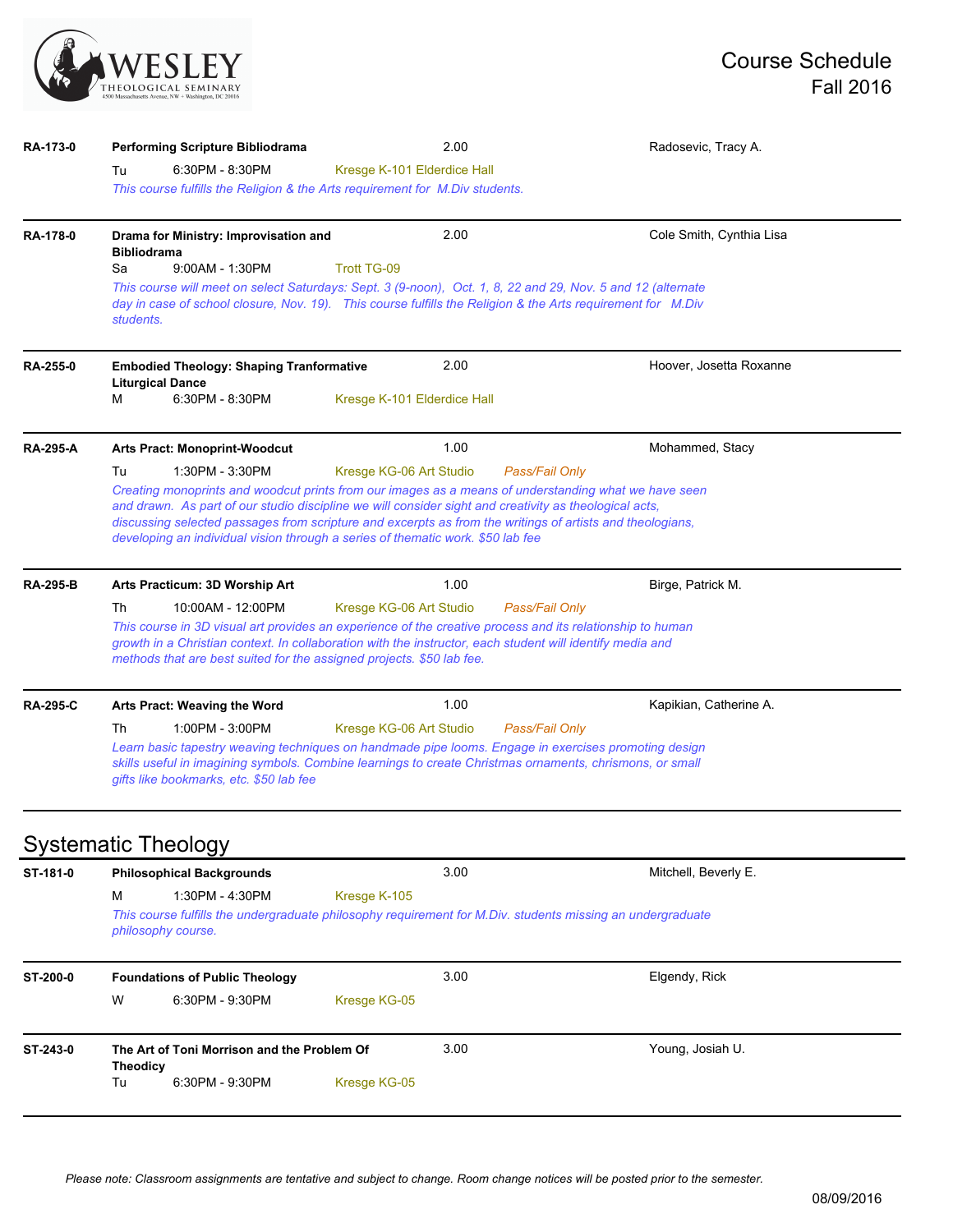**RA-173-0** | **Performing Scripture Bibliodrama** | 2.00 | Radosevic, Tracy A.

Tu 6:30PM - 8:30PM Kresge K-101 Elderdice Hall

*This course fulfills the Religion & the Arts requirement for M.Div students.*

---

**RA-178-0** | **Drama for Ministry: Improvisation and Bibliodrama** | 2.00 | Cole Smith, Cynthia Lisa

Sa 9:00AM - 1:30PM Trott TG-09

*This course will meet on select Saturdays: Sept. 3 (9-noon), Oct. 1, 8, 22 and 29, Nov. 5 and 12 (alternate day in case of school closure, Nov. 19). This course fulfills the Religion & the Arts requirement for M.Div students.*

---

**RA-255-0** | **Embodied Theology: Shaping Tranformative Liturgical Dance** | 2.00 | Hoover, Josetta Roxanne

M 6:30PM - 8:30PM Kresge K-101 Elderdice Hall

---

**RA-295-A** | **Arts Pract: Monoprint-Woodcut** | 1.00 | Mohammed, Stacy

Tu 1:30PM - 3:30PM Kresge KG-06 Art Studio *Pass/Fail Only*

*Creating monoprints and woodcut prints from our images as a means of understanding what we have seen and drawn. As part of our studio discipline we will consider sight and creativity as theological acts, discussing selected passages from scripture and excerpts as from the writings of artists and theologians, developing an individual vision through a series of thematic work. $50 lab fee*

---

**RA-295-B** | **Arts Practicum: 3D Worship Art** | 1.00 | Birge, Patrick M.

Th 10:00AM - 12:00PM Kresge KG-06 Art Studio *Pass/Fail Only*

*This course in 3D visual art provides an experience of the creative process and its relationship to human growth in a Christian context. In collaboration with the instructor, each student will identify media and methods that are best suited for the assigned projects. $50 lab fee.*

---

**RA-295-C** | **Arts Pract: Weaving the Word** | 1.00 | Kapikian, Catherine A.

Th 1:00PM - 3:00PM Kresge KG-06 Art Studio *Pass/Fail Only*

*Learn basic tapestry weaving techniques on handmade pipe looms. Engage in exercises promoting design skills useful in imagining symbols. Combine learnings to create Christmas ornaments, chrismons, or small gifts like bookmarks, etc. $50 lab fee*

---

## Systematic Theology

**ST-181-0** | **Philosophical Backgrounds** | 3.00 | Mitchell, Beverly E.

M 1:30PM - 4:30PM Kresge K-105

*This course fulfills the undergraduate philosophy requirement for M.Div. students missing an undergraduate philosophy course.*

---

**ST-200-0** | **Foundations of Public Theology** | 3.00 | Elgendy, Rick

W 6:30PM - 9:30PM Kresge KG-05

---

**ST-243-0** | **The Art of Toni Morrison and the Problem Of Theodicy** | 3.00 | Young, Josiah U.

Tu 6:30PM - 9:30PM Kresge KG-05

---

*Please note: Classroom assignments are tentative and subject to change. Room change notices will be posted prior to the semester.*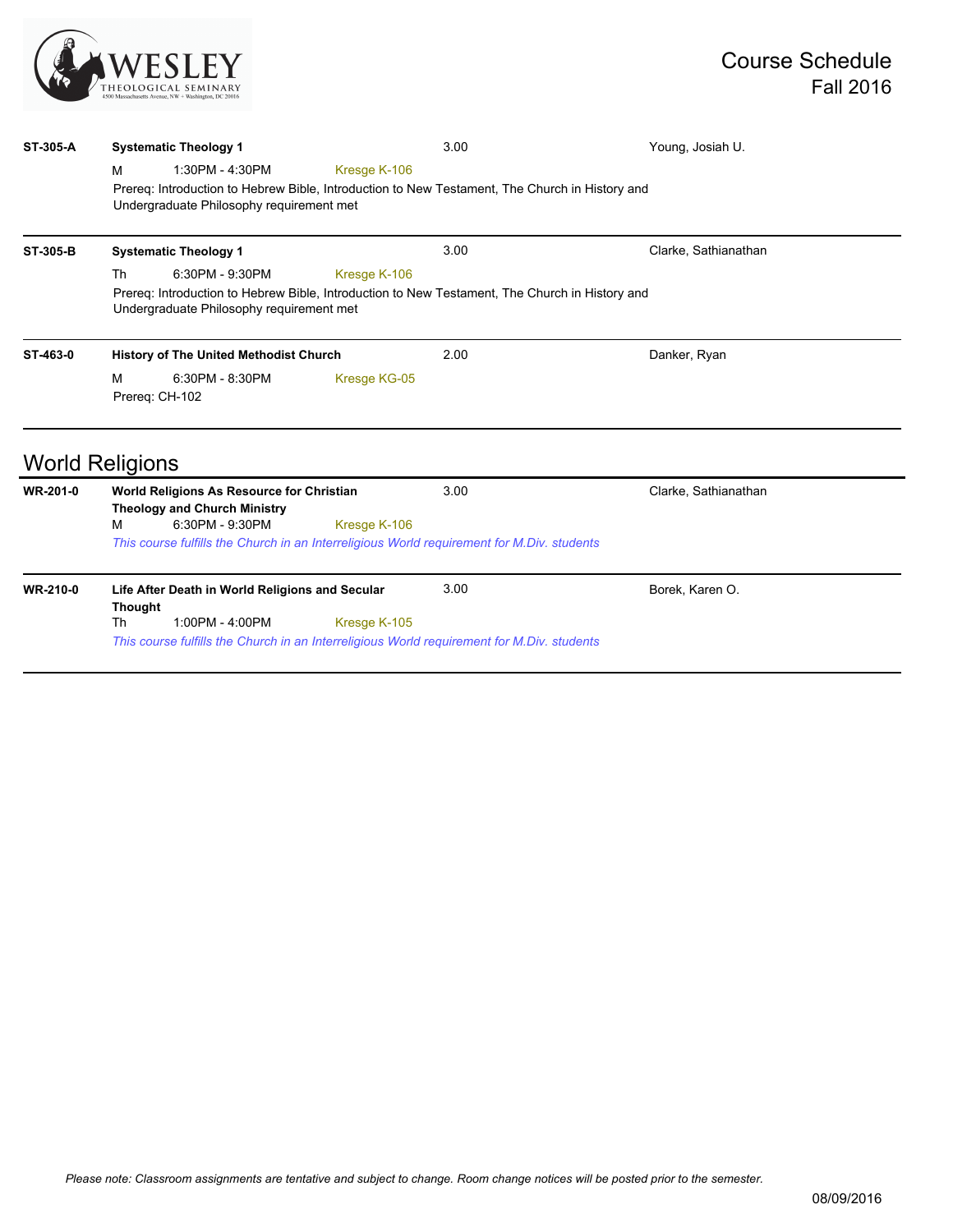**ST-305-A** **Systematic Theology 1** 3.00 Young, Josiah U.

M 1:30PM - 4:30PM Kresge K-106

Prereq: Introduction to Hebrew Bible, Introduction to New Testament, The Church in History and Undergraduate Philosophy requirement met

---

**ST-305-B** **Systematic Theology 1** 3.00 Clarke, Sathianathan

Th 6:30PM - 9:30PM Kresge K-106

Prereq: Introduction to Hebrew Bible, Introduction to New Testament, The Church in History and Undergraduate Philosophy requirement met

---

**ST-463-0** **History of The United Methodist Church** 2.00 Danker, Ryan

M 6:30PM - 8:30PM Kresge KG-05

Prereq: CH-102

---

## World Religions

**WR-201-0** **World Religions As Resource for Christian Theology and Church Ministry** 3.00 Clarke, Sathianathan

M 6:30PM - 9:30PM Kresge K-106

*This course fulfills the Church in an Interreligious World requirement for M.Div. students*

---

**WR-210-0** **Life After Death in World Religions and Secular Thought** 3.00 Borek, Karen O.

Th 1:00PM - 4:00PM Kresge K-105

*This course fulfills the Church in an Interreligious World requirement for M.Div. students*

---

*Please note: Classroom assignments are tentative and subject to change. Room change notices will be posted prior to the semester.*